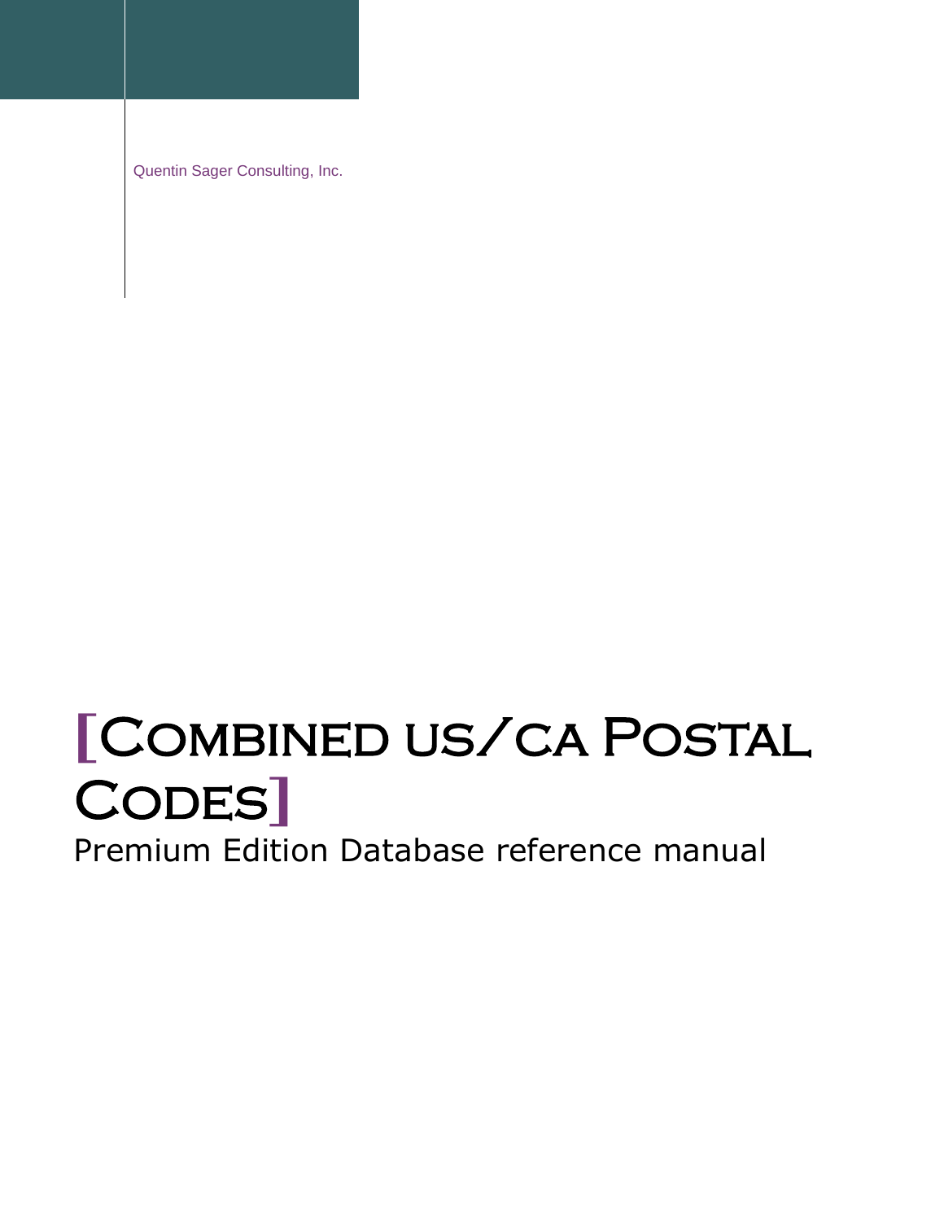Quentin Sager Consulting, Inc.

# [Combined us/ca Postal Codes]

Premium Edition Database reference manual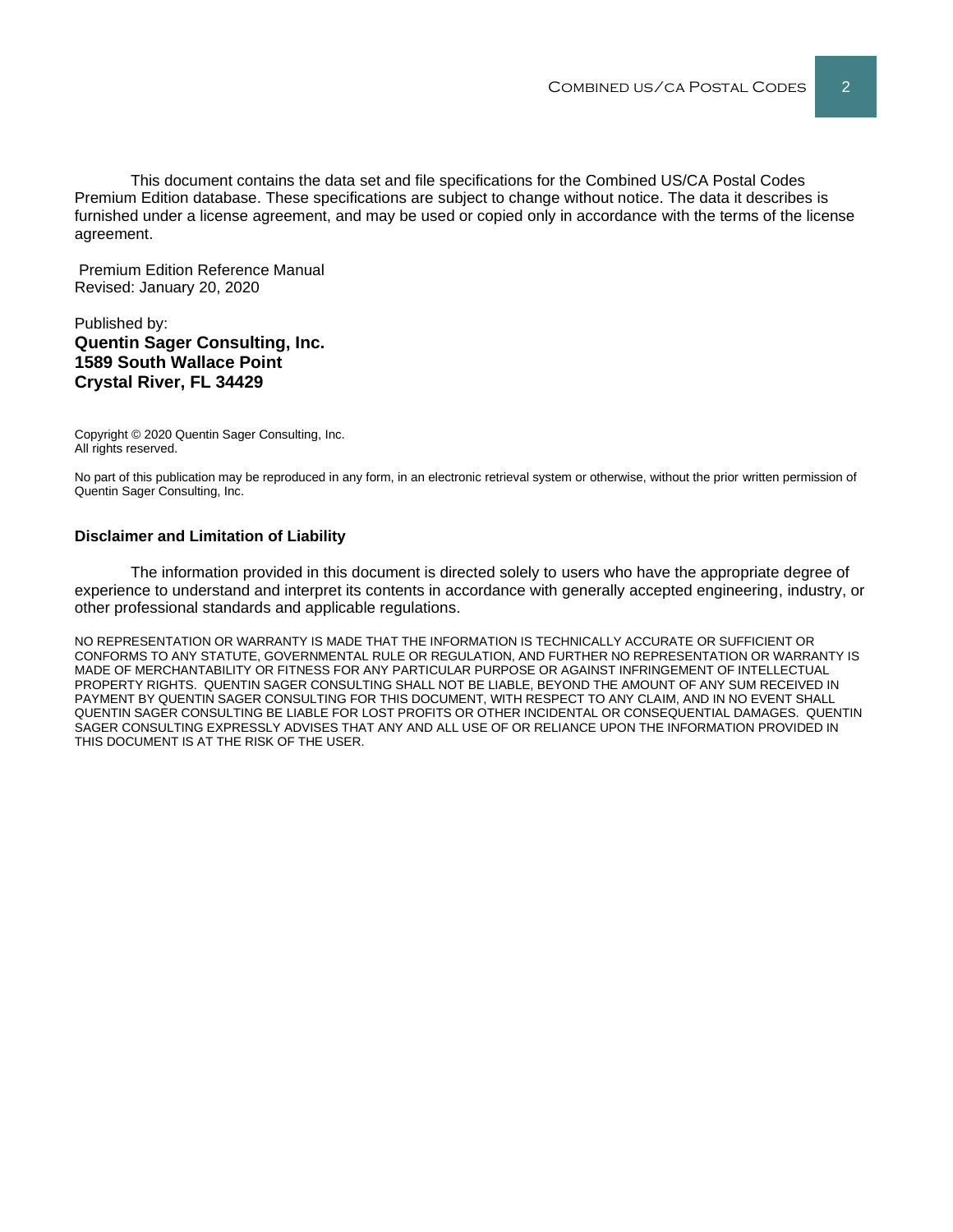This document contains the data set and file specifications for the Combined US/CA Postal Codes Premium Edition database. These specifications are subject to change without notice. The data it describes is furnished under a license agreement, and may be used or copied only in accordance with the terms of the license agreement.

Premium Edition Reference Manual
Revised: January 20, 2020

Published by:
**Quentin Sager Consulting, Inc.**
**1589 South Wallace Point**
**Crystal River, FL 34429**

Copyright © 2020 Quentin Sager Consulting, Inc.
All rights reserved.

No part of this publication may be reproduced in any form, in an electronic retrieval system or otherwise, without the prior written permission of Quentin Sager Consulting, Inc.

### Disclaimer and Limitation of Liability

The information provided in this document is directed solely to users who have the appropriate degree of experience to understand and interpret its contents in accordance with generally accepted engineering, industry, or other professional standards and applicable regulations.

NO REPRESENTATION OR WARRANTY IS MADE THAT THE INFORMATION IS TECHNICALLY ACCURATE OR SUFFICIENT OR CONFORMS TO ANY STATUTE, GOVERNMENTAL RULE OR REGULATION, AND FURTHER NO REPRESENTATION OR WARRANTY IS MADE OF MERCHANTABILITY OR FITNESS FOR ANY PARTICULAR PURPOSE OR AGAINST INFRINGEMENT OF INTELLECTUAL PROPERTY RIGHTS. QUENTIN SAGER CONSULTING SHALL NOT BE LIABLE, BEYOND THE AMOUNT OF ANY SUM RECEIVED IN PAYMENT BY QUENTIN SAGER CONSULTING FOR THIS DOCUMENT, WITH RESPECT TO ANY CLAIM, AND IN NO EVENT SHALL QUENTIN SAGER CONSULTING BE LIABLE FOR LOST PROFITS OR OTHER INCIDENTAL OR CONSEQUENTIAL DAMAGES. QUENTIN SAGER CONSULTING EXPRESSLY ADVISES THAT ANY AND ALL USE OF OR RELIANCE UPON THE INFORMATION PROVIDED IN THIS DOCUMENT IS AT THE RISK OF THE USER.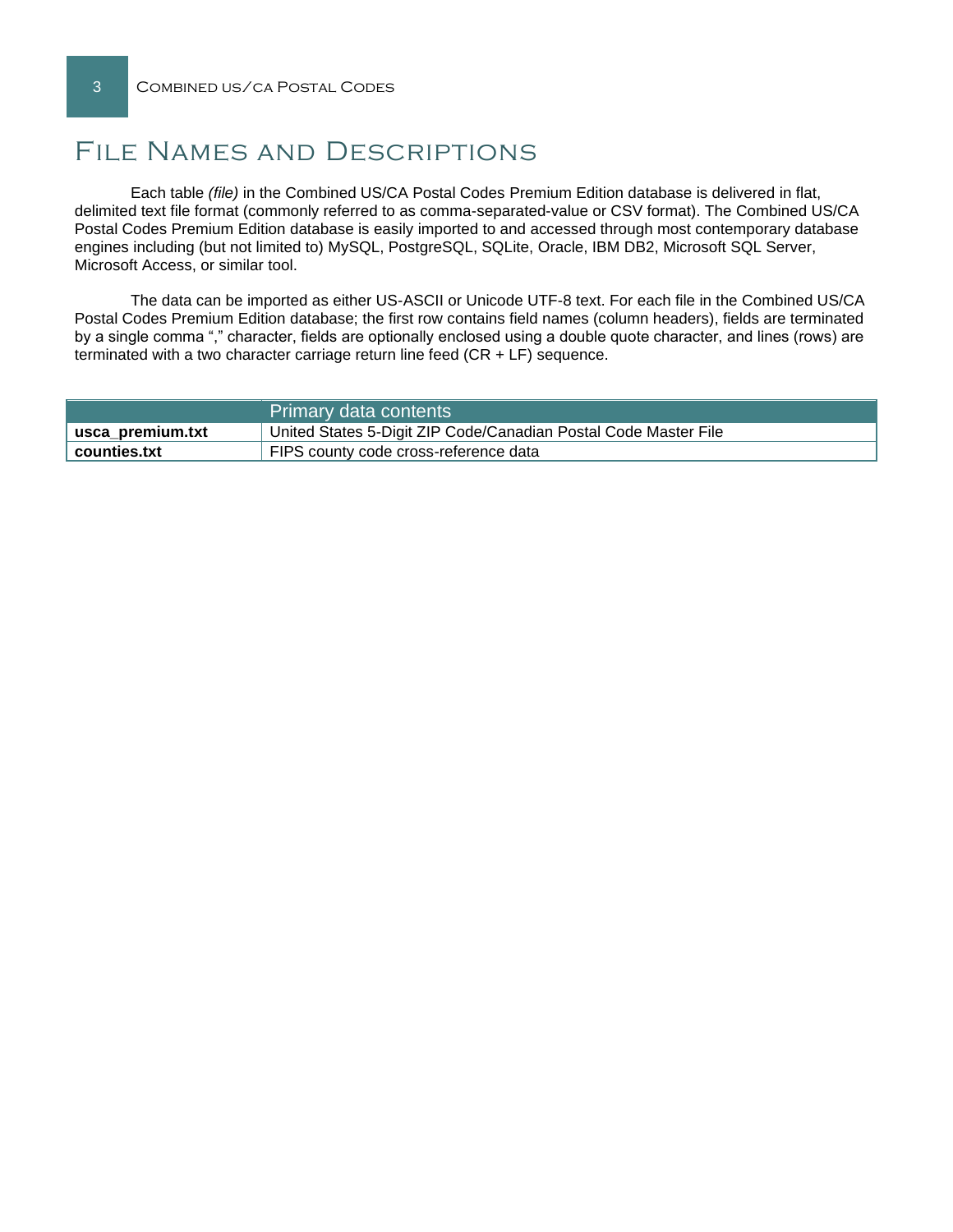# File Names and Descriptions

Each table *(file)* in the Combined US/CA Postal Codes Premium Edition database is delivered in flat, delimited text file format (commonly referred to as comma-separated-value or CSV format). The Combined US/CA Postal Codes Premium Edition database is easily imported to and accessed through most contemporary database engines including (but not limited to) MySQL, PostgreSQL, SQLite, Oracle, IBM DB2, Microsoft SQL Server, Microsoft Access, or similar tool.

The data can be imported as either US-ASCII or Unicode UTF-8 text. For each file in the Combined US/CA Postal Codes Premium Edition database; the first row contains field names (column headers), fields are terminated by a single comma "," character, fields are optionally enclosed using a double quote character, and lines (rows) are terminated with a two character carriage return line feed (CR + LF) sequence.

| | Primary data contents |
|---|---|
| **usca_premium.txt** | United States 5-Digit ZIP Code/Canadian Postal Code Master File |
| **counties.txt** | FIPS county code cross-reference data |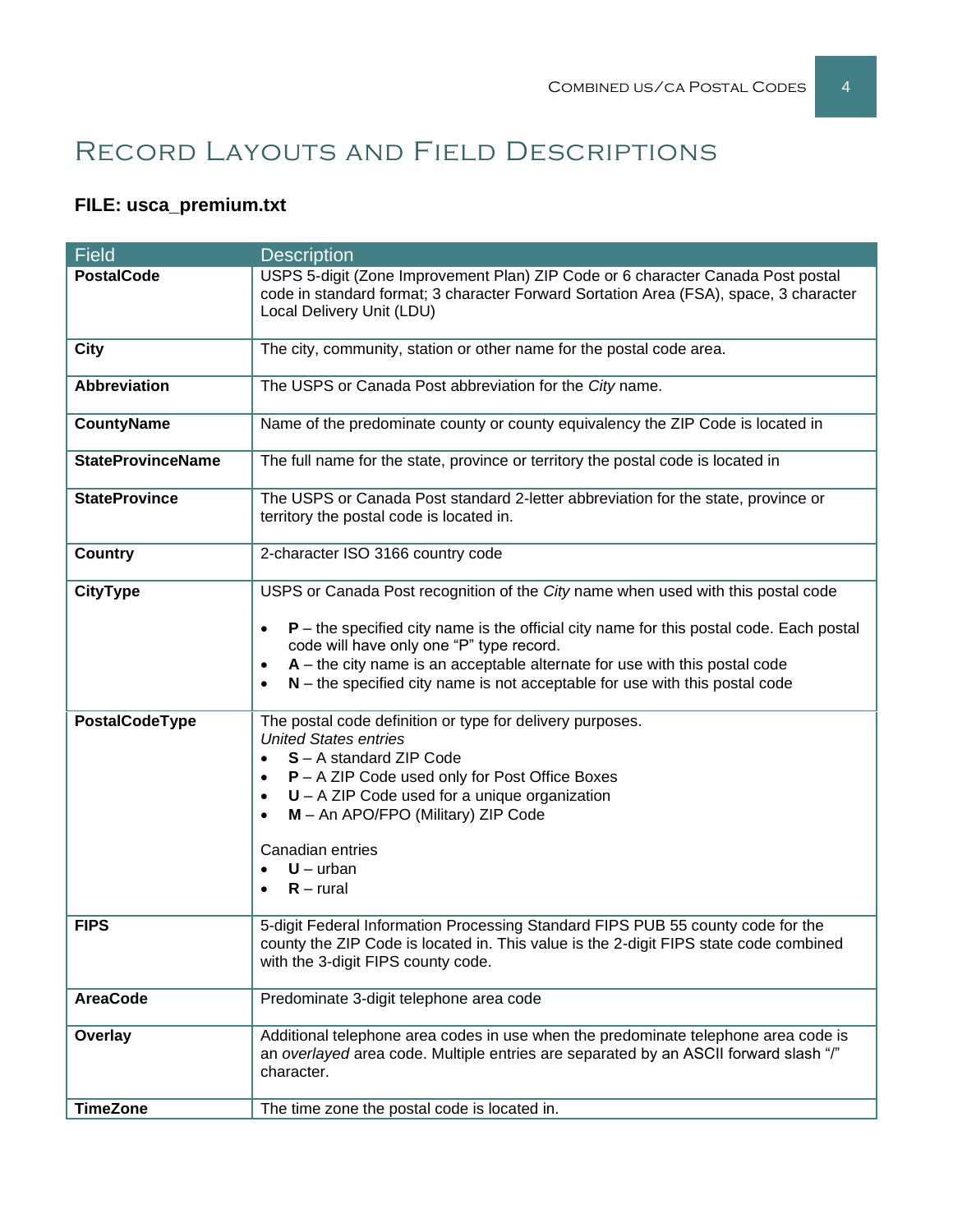# Record Layouts and Field Descriptions

**FILE: usca_premium.txt**

| Field | Description |
|---|---|
| **PostalCode** | USPS 5-digit (Zone Improvement Plan) ZIP Code or 6 character Canada Post postal code in standard format; 3 character Forward Sortation Area (FSA), space, 3 character Local Delivery Unit (LDU) |
| **City** | The city, community, station or other name for the postal code area. |
| **Abbreviation** | The USPS or Canada Post abbreviation for the *City* name. |
| **CountyName** | Name of the predominate county or county equivalency the ZIP Code is located in |
| **StateProvinceName** | The full name for the state, province or territory the postal code is located in |
| **StateProvince** | The USPS or Canada Post standard 2-letter abbreviation for the state, province or territory the postal code is located in. |
| **Country** | 2-character ISO 3166 country code |
| **CityType** | USPS or Canada Post recognition of the *City* name when used with this postal code<br><br>• **P** – the specified city name is the official city name for this postal code. Each postal code will have only one "P" type record.<br>• **A** – the city name is an acceptable alternate for use with this postal code<br>• **N** – the specified city name is not acceptable for use with this postal code |
| **PostalCodeType** | The postal code definition or type for delivery purposes.<br>*United States entries*<br>• **S** – A standard ZIP Code<br>• **P** – A ZIP Code used only for Post Office Boxes<br>• **U** – A ZIP Code used for a unique organization<br>• **M** – An APO/FPO (Military) ZIP Code<br><br>Canadian entries<br>• **U** – urban<br>• **R** – rural |
| **FIPS** | 5-digit Federal Information Processing Standard FIPS PUB 55 county code for the county the ZIP Code is located in. This value is the 2-digit FIPS state code combined with the 3-digit FIPS county code. |
| **AreaCode** | Predominate 3-digit telephone area code |
| **Overlay** | Additional telephone area codes in use when the predominate telephone area code is an *overlayed* area code. Multiple entries are separated by an ASCII forward slash "/" character. |
| **TimeZone** | The time zone the postal code is located in. |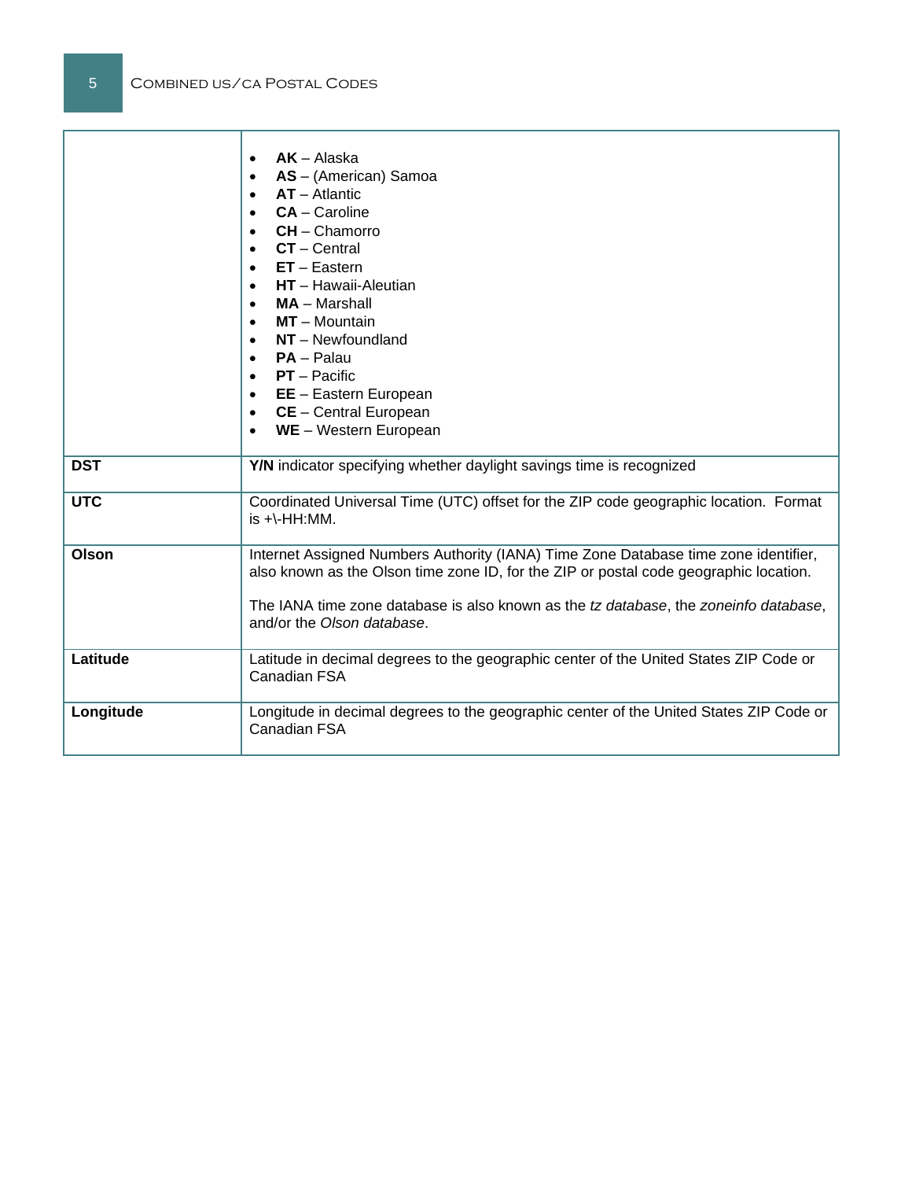| | |
|---|---|
| | <ul><li>**AK** – Alaska</li><li>**AS** – (American) Samoa</li><li>**AT** – Atlantic</li><li>**CA** – Caroline</li><li>**CH** – Chamorro</li><li>**CT** – Central</li><li>**ET** – Eastern</li><li>**HT** – Hawaii-Aleutian</li><li>**MA** – Marshall</li><li>**MT** – Mountain</li><li>**NT** – Newfoundland</li><li>**PA** – Palau</li><li>**PT** – Pacific</li><li>**EE** – Eastern European</li><li>**CE** – Central European</li><li>**WE** – Western European</li></ul> |
| **DST** | **Y/N** indicator specifying whether daylight savings time is recognized |
| **UTC** | Coordinated Universal Time (UTC) offset for the ZIP code geographic location. Format is +\-HH:MM. |
| **Olson** | Internet Assigned Numbers Authority (IANA) Time Zone Database time zone identifier, also known as the Olson time zone ID, for the ZIP or postal code geographic location.<br><br>The IANA time zone database is also known as the *tz database*, the *zoneinfo database*, and/or the *Olson database*. |
| **Latitude** | Latitude in decimal degrees to the geographic center of the United States ZIP Code or Canadian FSA |
| **Longitude** | Longitude in decimal degrees to the geographic center of the United States ZIP Code or Canadian FSA |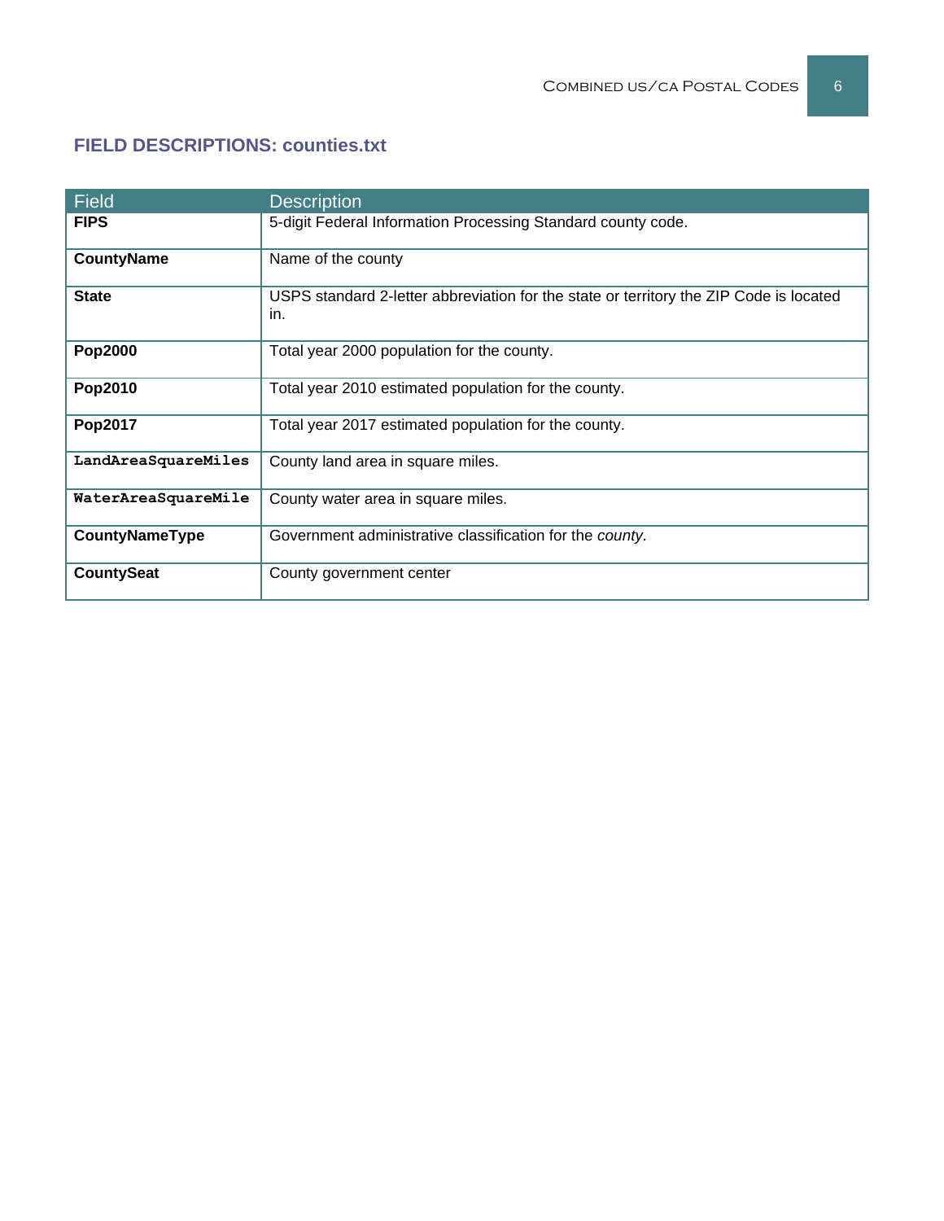## FIELD DESCRIPTIONS: counties.txt

| Field | Description |
|---|---|
| **FIPS** | 5-digit Federal Information Processing Standard county code. |
| **CountyName** | Name of the county |
| **State** | USPS standard 2-letter abbreviation for the state or territory the ZIP Code is located in. |
| **Pop2000** | Total year 2000 population for the county. |
| **Pop2010** | Total year 2010 estimated population for the county. |
| **Pop2017** | Total year 2017 estimated population for the county. |
| **LandAreaSquareMiles** | County land area in square miles. |
| **WaterAreaSquareMile** | County water area in square miles. |
| **CountyNameType** | Government administrative classification for the *county.* |
| **CountySeat** | County government center |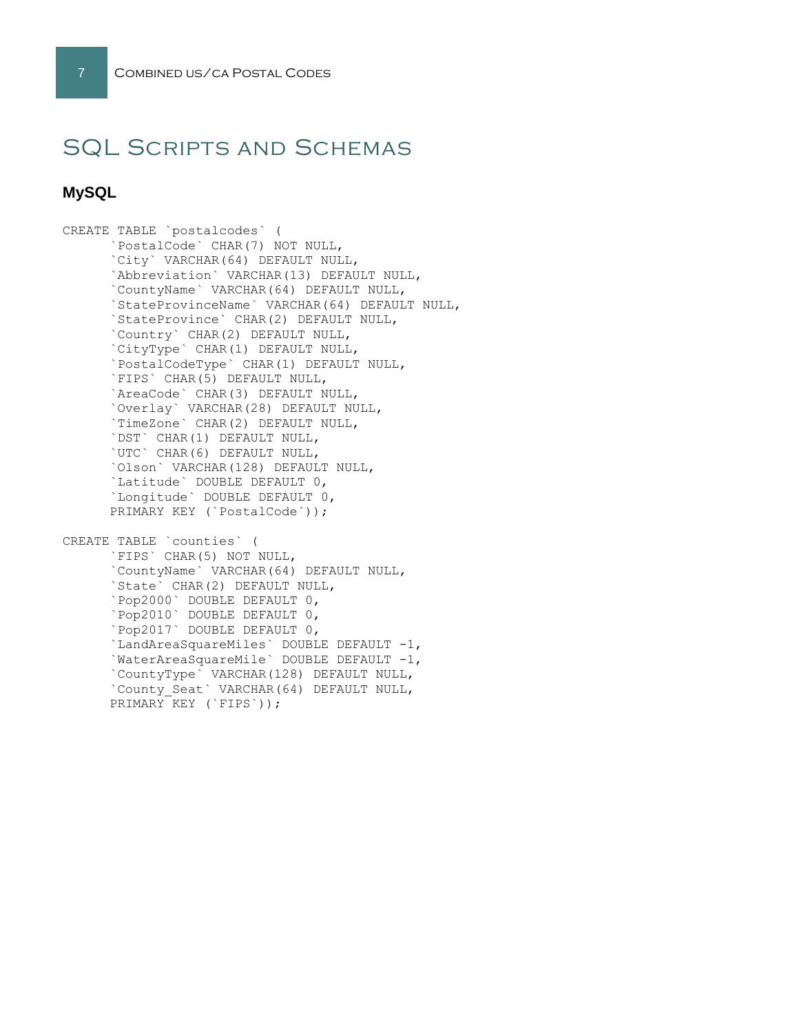# SQL Scripts and Schemas

## MySQL

```
CREATE TABLE `postalcodes` (
      `PostalCode` CHAR(7) NOT NULL,
      `City` VARCHAR(64) DEFAULT NULL,
      `Abbreviation` VARCHAR(13) DEFAULT NULL,
      `CountyName` VARCHAR(64) DEFAULT NULL,
      `StateProvinceName` VARCHAR(64) DEFAULT NULL,
      `StateProvince` CHAR(2) DEFAULT NULL,
      `Country` CHAR(2) DEFAULT NULL,
      `CityType` CHAR(1) DEFAULT NULL,
      `PostalCodeType` CHAR(1) DEFAULT NULL,
      `FIPS` CHAR(5) DEFAULT NULL,
      `AreaCode` CHAR(3) DEFAULT NULL,
      `Overlay` VARCHAR(28) DEFAULT NULL,
      `TimeZone` CHAR(2) DEFAULT NULL,
      `DST` CHAR(1) DEFAULT NULL,
      `UTC` CHAR(6) DEFAULT NULL,
      `Olson` VARCHAR(128) DEFAULT NULL,
      `Latitude` DOUBLE DEFAULT 0,
      `Longitude` DOUBLE DEFAULT 0,
      PRIMARY KEY (`PostalCode`));

CREATE TABLE `counties` (
      `FIPS` CHAR(5) NOT NULL,
      `CountyName` VARCHAR(64) DEFAULT NULL,
      `State` CHAR(2) DEFAULT NULL,
      `Pop2000` DOUBLE DEFAULT 0,
      `Pop2010` DOUBLE DEFAULT 0,
      `Pop2017` DOUBLE DEFAULT 0,
      `LandAreaSquareMiles` DOUBLE DEFAULT -1,
      `WaterAreaSquareMile` DOUBLE DEFAULT -1,
      `CountyType` VARCHAR(128) DEFAULT NULL,
      `County_Seat` VARCHAR(64) DEFAULT NULL,
      PRIMARY KEY (`FIPS`));
```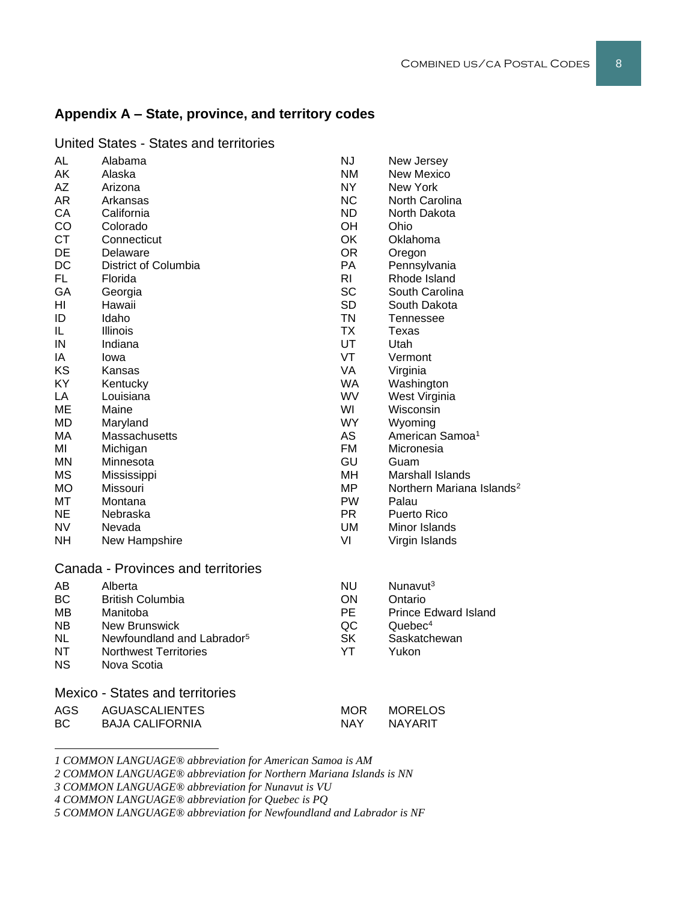## Appendix A – State, province, and territory codes

### United States - States and territories

| Code | Name |
|---|---|
| AL | Alabama |
| AK | Alaska |
| AZ | Arizona |
| AR | Arkansas |
| CA | California |
| CO | Colorado |
| CT | Connecticut |
| DE | Delaware |
| DC | District of Columbia |
| FL | Florida |
| GA | Georgia |
| HI | Hawaii |
| ID | Idaho |
| IL | Illinois |
| IN | Indiana |
| IA | Iowa |
| KS | Kansas |
| KY | Kentucky |
| LA | Louisiana |
| ME | Maine |
| MD | Maryland |
| MA | Massachusetts |
| MI | Michigan |
| MN | Minnesota |
| MS | Mississippi |
| MO | Missouri |
| MT | Montana |
| NE | Nebraska |
| NV | Nevada |
| NH | New Hampshire |
| NJ | New Jersey |
| NM | New Mexico |
| NY | New York |
| NC | North Carolina |
| ND | North Dakota |
| OH | Ohio |
| OK | Oklahoma |
| OR | Oregon |
| PA | Pennsylvania |
| RI | Rhode Island |
| SC | South Carolina |
| SD | South Dakota |
| TN | Tennessee |
| TX | Texas |
| UT | Utah |
| VT | Vermont |
| VA | Virginia |
| WA | Washington |
| WV | West Virginia |
| WI | Wisconsin |
| WY | Wyoming |
| AS | American Samoa[1] |
| FM | Micronesia |
| GU | Guam |
| MH | Marshall Islands |
| MP | Northern Mariana Islands[2] |
| PW | Palau |
| PR | Puerto Rico |
| UM | Minor Islands |
| VI | Virgin Islands |

### Canada - Provinces and territories

| Code | Name |
|---|---|
| AB | Alberta |
| BC | British Columbia |
| MB | Manitoba |
| NB | New Brunswick |
| NL | Newfoundland and Labrador[5] |
| NT | Northwest Territories |
| NS | Nova Scotia |
| NU | Nunavut[3] |
| ON | Ontario |
| PE | Prince Edward Island |
| QC | Quebec[4] |
| SK | Saskatchewan |
| YT | Yukon |

### Mexico - States and territories

| Code | Name |
|---|---|
| AGS | AGUASCALIENTES |
| BC | BAJA CALIFORNIA |
| MOR | MORELOS |
| NAY | NAYARIT |

---

*1 COMMON LANGUAGE® abbreviation for American Samoa is AM*

*2 COMMON LANGUAGE® abbreviation for Northern Mariana Islands is NN*

*3 COMMON LANGUAGE® abbreviation for Nunavut is VU*

*4 COMMON LANGUAGE® abbreviation for Quebec is PQ*

*5 COMMON LANGUAGE® abbreviation for Newfoundland and Labrador is NF*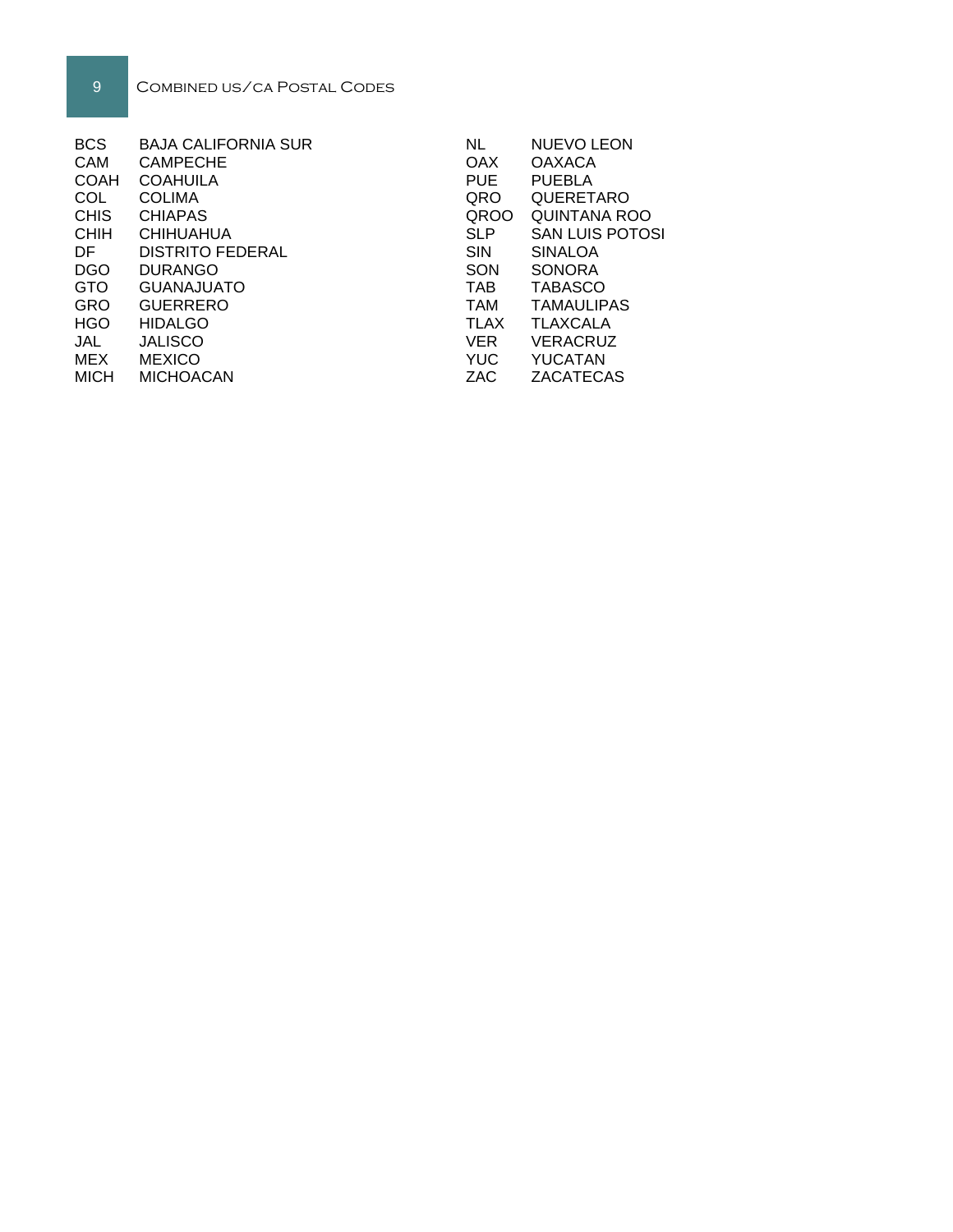| | |
|---|---|
| BCS | BAJA CALIFORNIA SUR |
| CAM | CAMPECHE |
| COAH | COAHUILA |
| COL | COLIMA |
| CHIS | CHIAPAS |
| CHIH | CHIHUAHUA |
| DF | DISTRITO FEDERAL |
| DGO | DURANGO |
| GTO | GUANAJUATO |
| GRO | GUERRERO |
| HGO | HIDALGO |
| JAL | JALISCO |
| MEX | MEXICO |
| MICH | MICHOACAN |
| NL | NUEVO LEON |
| OAX | OAXACA |
| PUE | PUEBLA |
| QRO | QUERETARO |
| QROO | QUINTANA ROO |
| SLP | SAN LUIS POTOSI |
| SIN | SINALOA |
| SON | SONORA |
| TAB | TABASCO |
| TAM | TAMAULIPAS |
| TLAX | TLAXCALA |
| VER | VERACRUZ |
| YUC | YUCATAN |
| ZAC | ZACATECAS |